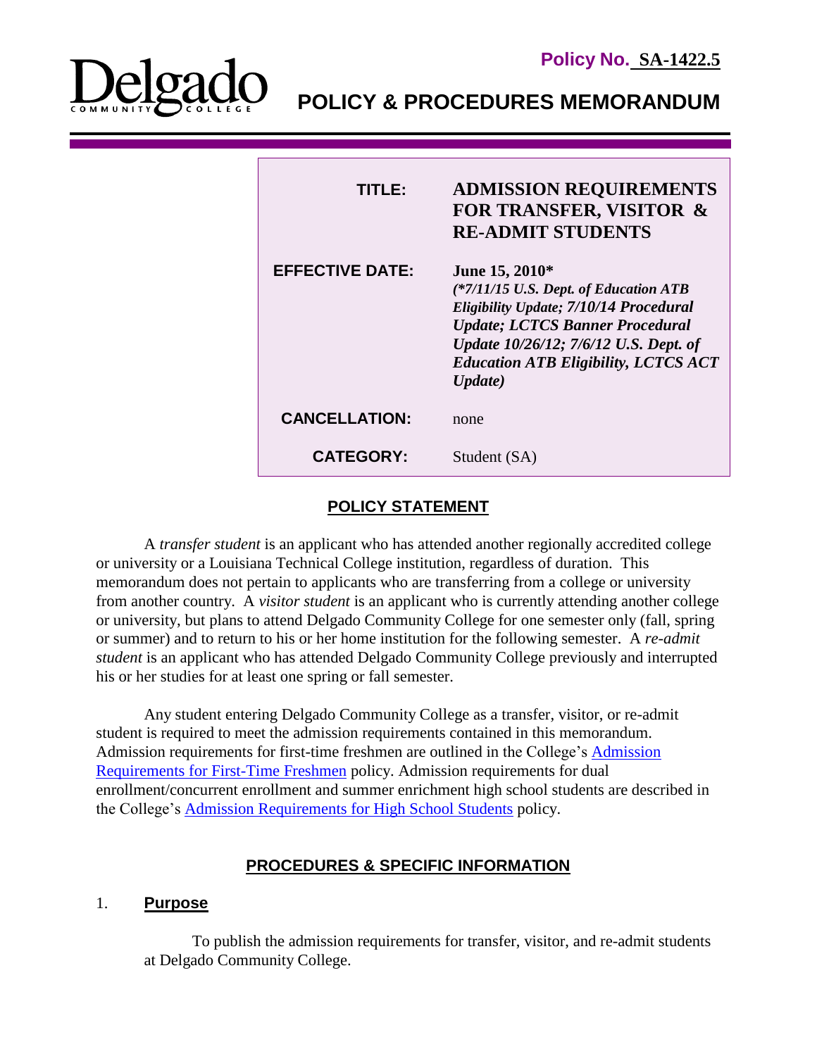Delgado COMMUNITY COLLEGE

**Policy No. SA-1422.5**

# POLICY & PROCEDURES MEMORANDUM

| | |
|---|---|
| **TITLE:** | **ADMISSION REQUIREMENTS FOR TRANSFER, VISITOR & RE-ADMIT STUDENTS** |
| **EFFECTIVE DATE:** | **June 15, 2010*** ***(*7/11/15 U.S. Dept. of Education ATB Eligibility Update; 7/10/14 Procedural Update; LCTCS Banner Procedural Update 10/26/12; 7/6/12 U.S. Dept. of Education ATB Eligibility, LCTCS ACT Update)*** |
| **CANCELLATION:** | none |
| **CATEGORY:** | Student (SA) |

## POLICY STATEMENT

A *transfer student* is an applicant who has attended another regionally accredited college or university or a Louisiana Technical College institution, regardless of duration. This memorandum does not pertain to applicants who are transferring from a college or university from another country. A *visitor student* is an applicant who is currently attending another college or university, but plans to attend Delgado Community College for one semester only (fall, spring or summer) and to return to his or her home institution for the following semester. A *re-admit student* is an applicant who has attended Delgado Community College previously and interrupted his or her studies for at least one spring or fall semester.

Any student entering Delgado Community College as a transfer, visitor, or re-admit student is required to meet the admission requirements contained in this memorandum. Admission requirements for first-time freshmen are outlined in the College's Admission Requirements for First-Time Freshmen policy. Admission requirements for dual enrollment/concurrent enrollment and summer enrichment high school students are described in the College's Admission Requirements for High School Students policy.

## PROCEDURES & SPECIFIC INFORMATION

### 1. Purpose

To publish the admission requirements for transfer, visitor, and re-admit students at Delgado Community College.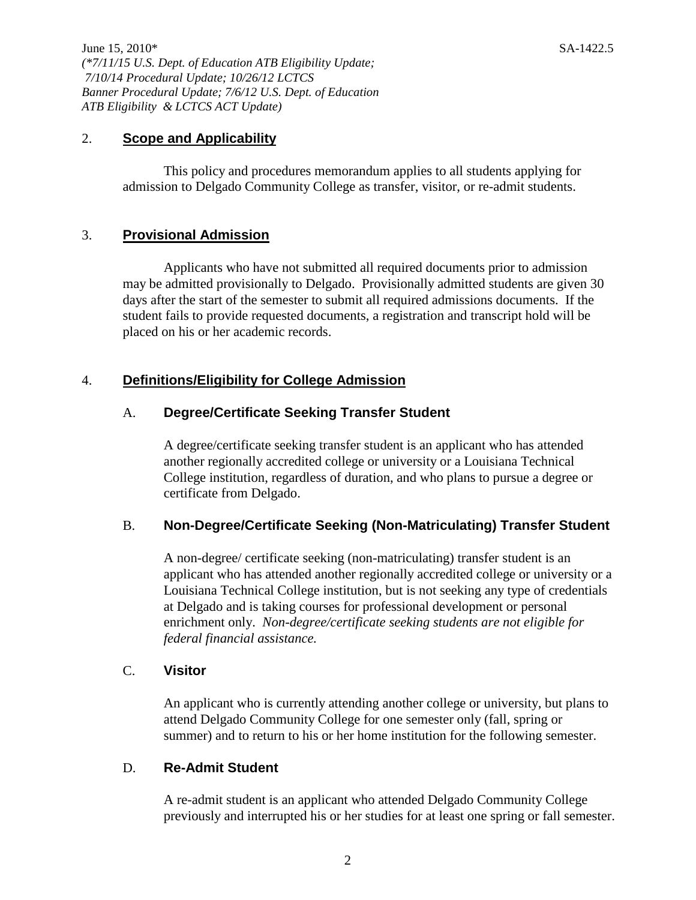## 2. Scope and Applicability

This policy and procedures memorandum applies to all students applying for admission to Delgado Community College as transfer, visitor, or re-admit students.

## 3. Provisional Admission

Applicants who have not submitted all required documents prior to admission may be admitted provisionally to Delgado. Provisionally admitted students are given 30 days after the start of the semester to submit all required admissions documents. If the student fails to provide requested documents, a registration and transcript hold will be placed on his or her academic records.

## 4. Definitions/Eligibility for College Admission

### A. Degree/Certificate Seeking Transfer Student

A degree/certificate seeking transfer student is an applicant who has attended another regionally accredited college or university or a Louisiana Technical College institution, regardless of duration, and who plans to pursue a degree or certificate from Delgado.

### B. Non-Degree/Certificate Seeking (Non-Matriculating) Transfer Student

A non-degree/ certificate seeking (non-matriculating) transfer student is an applicant who has attended another regionally accredited college or university or a Louisiana Technical College institution, but is not seeking any type of credentials at Delgado and is taking courses for professional development or personal enrichment only. *Non-degree/certificate seeking students are not eligible for federal financial assistance.*

### C. Visitor

An applicant who is currently attending another college or university, but plans to attend Delgado Community College for one semester only (fall, spring or summer) and to return to his or her home institution for the following semester.

### D. Re-Admit Student

A re-admit student is an applicant who attended Delgado Community College previously and interrupted his or her studies for at least one spring or fall semester.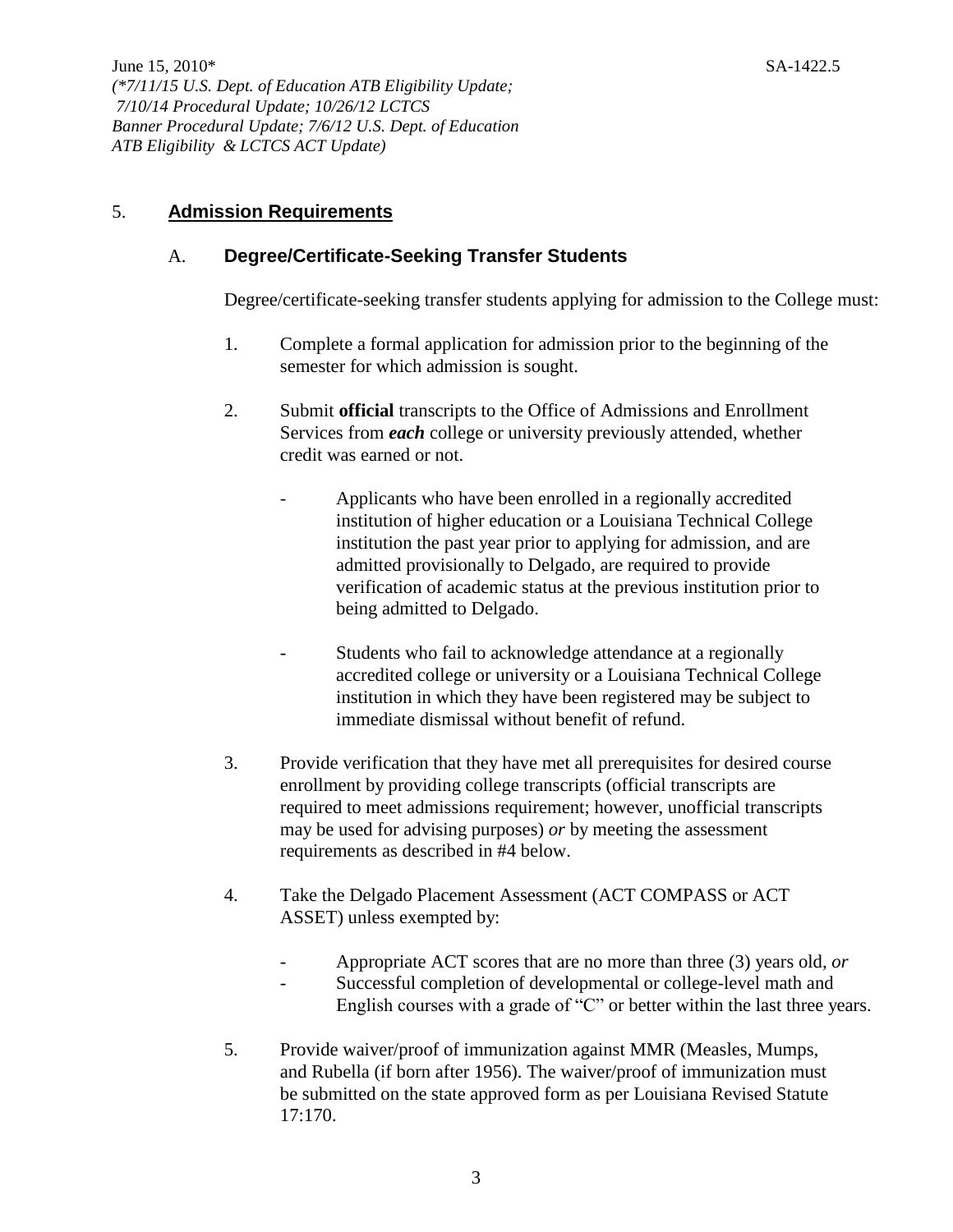## 5. **Admission Requirements**

### A. **Degree/Certificate-Seeking Transfer Students**

Degree/certificate-seeking transfer students applying for admission to the College must:

1. Complete a formal application for admission prior to the beginning of the semester for which admission is sought.

2. Submit **official** transcripts to the Office of Admissions and Enrollment Services from ***each*** college or university previously attended, whether credit was earned or not.

   - Applicants who have been enrolled in a regionally accredited institution of higher education or a Louisiana Technical College institution the past year prior to applying for admission, and are admitted provisionally to Delgado, are required to provide verification of academic status at the previous institution prior to being admitted to Delgado.

   - Students who fail to acknowledge attendance at a regionally accredited college or university or a Louisiana Technical College institution in which they have been registered may be subject to immediate dismissal without benefit of refund.

3. Provide verification that they have met all prerequisites for desired course enrollment by providing college transcripts (official transcripts are required to meet admissions requirement; however, unofficial transcripts may be used for advising purposes) *or* by meeting the assessment requirements as described in #4 below.

4. Take the Delgado Placement Assessment (ACT COMPASS or ACT ASSET) unless exempted by:

   - Appropriate ACT scores that are no more than three (3) years old, *or*
   - Successful completion of developmental or college-level math and English courses with a grade of "C" or better within the last three years.

5. Provide waiver/proof of immunization against MMR (Measles, Mumps, and Rubella (if born after 1956). The waiver/proof of immunization must be submitted on the state approved form as per Louisiana Revised Statute 17:170.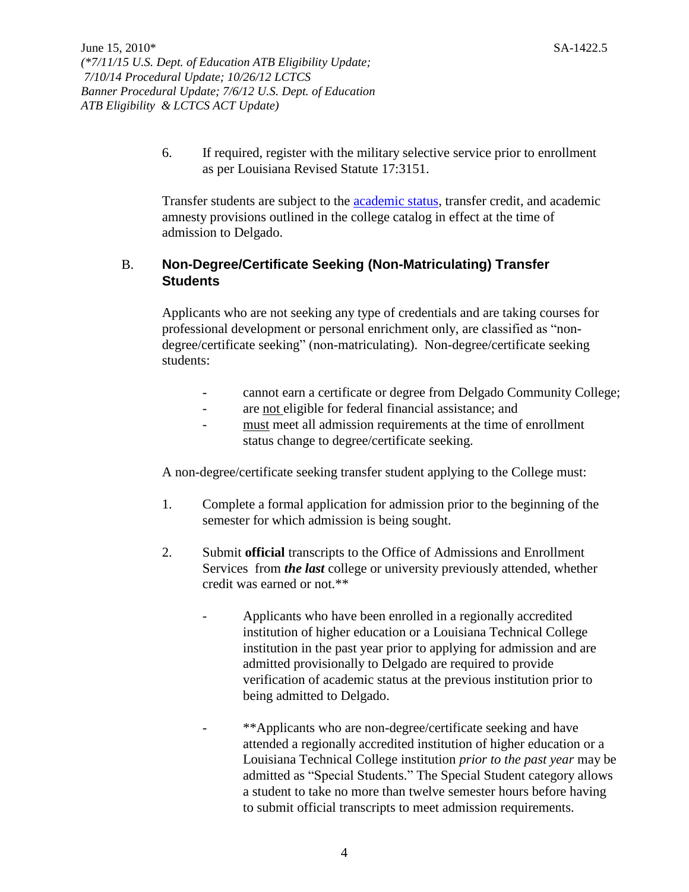6. If required, register with the military selective service prior to enrollment as per Louisiana Revised Statute 17:3151.

Transfer students are subject to the academic status, transfer credit, and academic amnesty provisions outlined in the college catalog in effect at the time of admission to Delgado.

## B. Non-Degree/Certificate Seeking (Non-Matriculating) Transfer Students

Applicants who are not seeking any type of credentials and are taking courses for professional development or personal enrichment only, are classified as "non-degree/certificate seeking" (non-matriculating). Non-degree/certificate seeking students:

- cannot earn a certificate or degree from Delgado Community College;
- are not eligible for federal financial assistance; and
- must meet all admission requirements at the time of enrollment status change to degree/certificate seeking.

A non-degree/certificate seeking transfer student applying to the College must:

1. Complete a formal application for admission prior to the beginning of the semester for which admission is being sought.

2. Submit **official** transcripts to the Office of Admissions and Enrollment Services from ***the last*** college or university previously attended, whether credit was earned or not.**

   - Applicants who have been enrolled in a regionally accredited institution of higher education or a Louisiana Technical College institution in the past year prior to applying for admission and are admitted provisionally to Delgado are required to provide verification of academic status at the previous institution prior to being admitted to Delgado.

   - **Applicants who are non-degree/certificate seeking and have attended a regionally accredited institution of higher education or a Louisiana Technical College institution *prior to the past year* may be admitted as "Special Students." The Special Student category allows a student to take no more than twelve semester hours before having to submit official transcripts to meet admission requirements.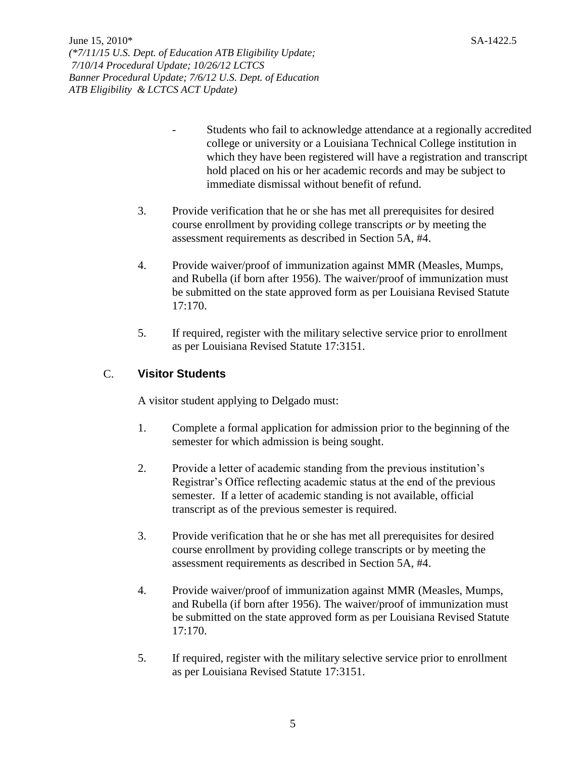- Students who fail to acknowledge attendance at a regionally accredited college or university or a Louisiana Technical College institution in which they have been registered will have a registration and transcript hold placed on his or her academic records and may be subject to immediate dismissal without benefit of refund.

3. Provide verification that he or she has met all prerequisites for desired course enrollment by providing college transcripts *or* by meeting the assessment requirements as described in Section 5A, #4.

4. Provide waiver/proof of immunization against MMR (Measles, Mumps, and Rubella (if born after 1956). The waiver/proof of immunization must be submitted on the state approved form as per Louisiana Revised Statute 17:170.

5. If required, register with the military selective service prior to enrollment as per Louisiana Revised Statute 17:3151.

## C. **Visitor Students**

A visitor student applying to Delgado must:

1. Complete a formal application for admission prior to the beginning of the semester for which admission is being sought.

2. Provide a letter of academic standing from the previous institution's Registrar's Office reflecting academic status at the end of the previous semester. If a letter of academic standing is not available, official transcript as of the previous semester is required.

3. Provide verification that he or she has met all prerequisites for desired course enrollment by providing college transcripts or by meeting the assessment requirements as described in Section 5A, #4.

4. Provide waiver/proof of immunization against MMR (Measles, Mumps, and Rubella (if born after 1956). The waiver/proof of immunization must be submitted on the state approved form as per Louisiana Revised Statute 17:170.

5. If required, register with the military selective service prior to enrollment as per Louisiana Revised Statute 17:3151.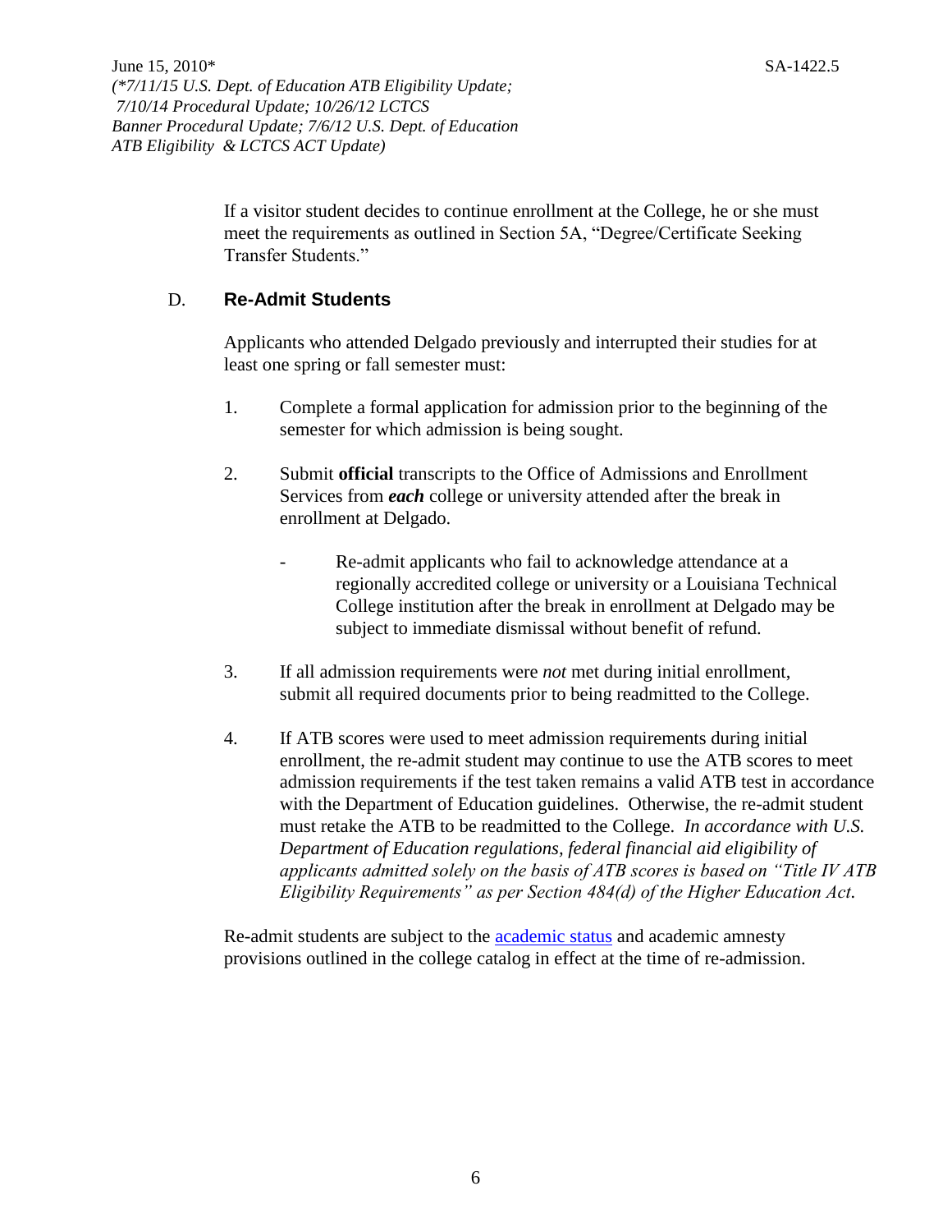If a visitor student decides to continue enrollment at the College, he or she must meet the requirements as outlined in Section 5A, "Degree/Certificate Seeking Transfer Students."

### D. Re-Admit Students

Applicants who attended Delgado previously and interrupted their studies for at least one spring or fall semester must:

1. Complete a formal application for admission prior to the beginning of the semester for which admission is being sought.

2. Submit **official** transcripts to the Office of Admissions and Enrollment Services from ***each*** college or university attended after the break in enrollment at Delgado.

   - Re-admit applicants who fail to acknowledge attendance at a regionally accredited college or university or a Louisiana Technical College institution after the break in enrollment at Delgado may be subject to immediate dismissal without benefit of refund.

3. If all admission requirements were *not* met during initial enrollment, submit all required documents prior to being readmitted to the College.

4. If ATB scores were used to meet admission requirements during initial enrollment, the re-admit student may continue to use the ATB scores to meet admission requirements if the test taken remains a valid ATB test in accordance with the Department of Education guidelines. Otherwise, the re-admit student must retake the ATB to be readmitted to the College. *In accordance with U.S. Department of Education regulations, federal financial aid eligibility of applicants admitted solely on the basis of ATB scores is based on "Title IV ATB Eligibility Requirements" as per Section 484(d) of the Higher Education Act.*

Re-admit students are subject to the academic status and academic amnesty provisions outlined in the college catalog in effect at the time of re-admission.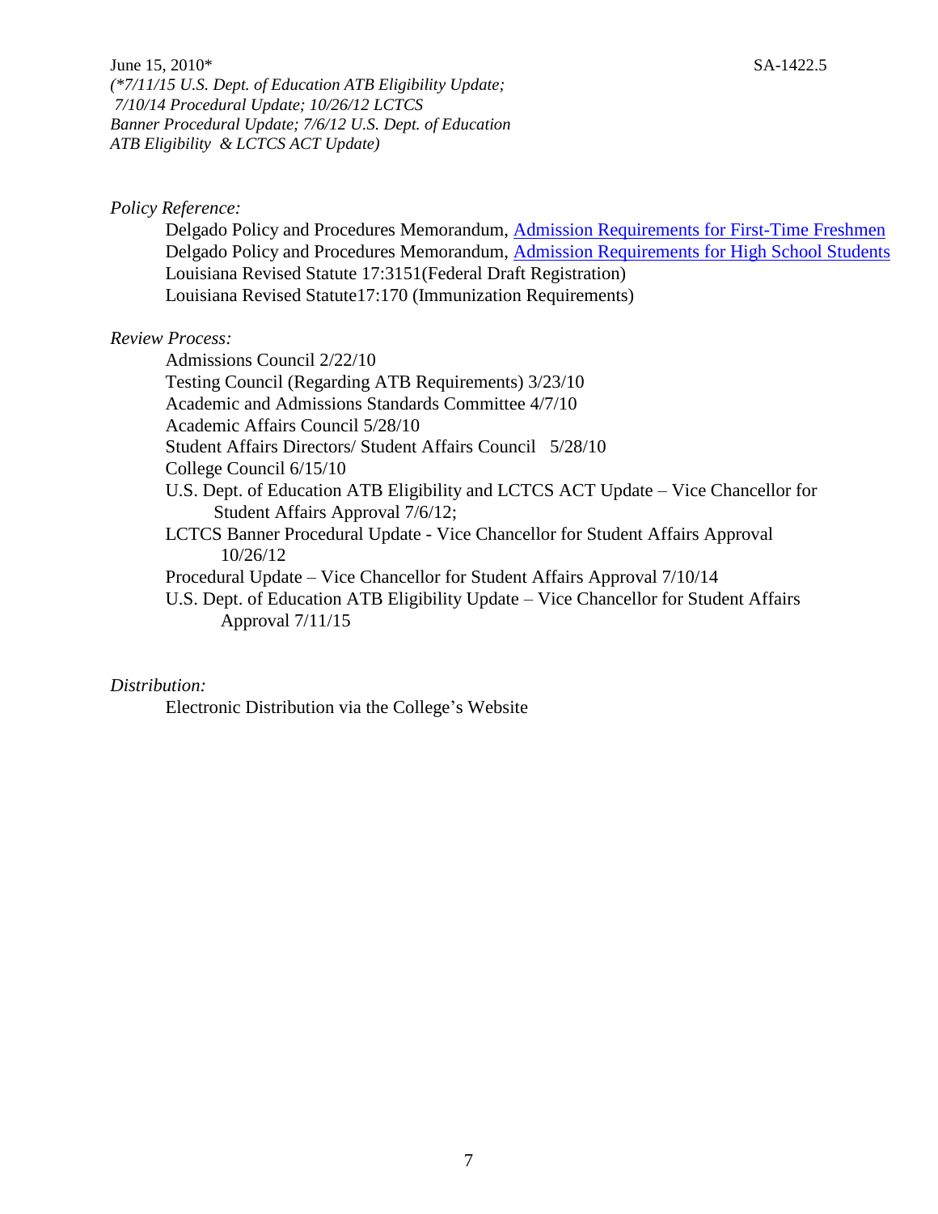June 15, 2010* SA-1422.5

*(*7/11/15 U.S. Dept. of Education ATB Eligibility Update; 7/10/14 Procedural Update; 10/26/12 LCTCS Banner Procedural Update; 7/6/12 U.S. Dept. of Education ATB Eligibility & LCTCS ACT Update)*

*Policy Reference:*

Delgado Policy and Procedures Memorandum, Admission Requirements for First-Time Freshmen
Delgado Policy and Procedures Memorandum, Admission Requirements for High School Students
Louisiana Revised Statute 17:3151(Federal Draft Registration)
Louisiana Revised Statute17:170 (Immunization Requirements)

*Review Process:*

Admissions Council 2/22/10
Testing Council (Regarding ATB Requirements) 3/23/10
Academic and Admissions Standards Committee 4/7/10
Academic Affairs Council 5/28/10
Student Affairs Directors/ Student Affairs Council 5/28/10
College Council 6/15/10
U.S. Dept. of Education ATB Eligibility and LCTCS ACT Update – Vice Chancellor for Student Affairs Approval 7/6/12;
LCTCS Banner Procedural Update - Vice Chancellor for Student Affairs Approval 10/26/12
Procedural Update – Vice Chancellor for Student Affairs Approval 7/10/14
U.S. Dept. of Education ATB Eligibility Update – Vice Chancellor for Student Affairs Approval 7/11/15

*Distribution:*

Electronic Distribution via the College's Website